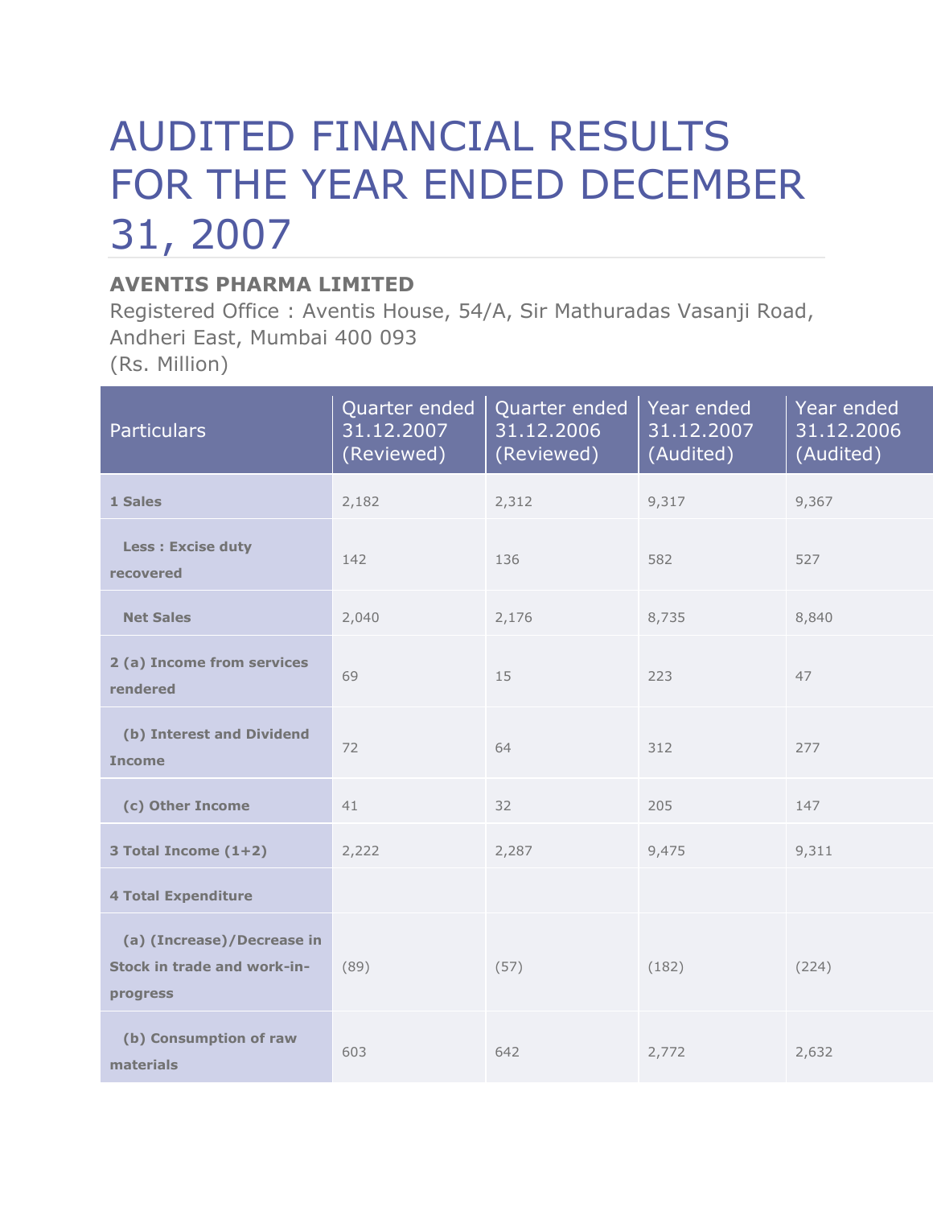# AUDITED FINANCIAL RESULTS FOR THE YEAR ENDED DECEMBER 31, 2007

**AVENTIS PHARMA LIMITED**

Registered Office : Aventis House, 54/A, Sir Mathuradas Vasanji Road, Andheri East, Mumbai 400 093

(Rs. Million)

| Particulars | Quarter ended 31.12.2007 (Reviewed) | Quarter ended 31.12.2006 (Reviewed) | Year ended 31.12.2007 (Audited) | Year ended 31.12.2006 (Audited) |
|---|---|---|---|---|
| **1 Sales** | 2,182 | 2,312 | 9,317 | 9,367 |
| **Less : Excise duty recovered** | 142 | 136 | 582 | 527 |
| **Net Sales** | 2,040 | 2,176 | 8,735 | 8,840 |
| **2 (a) Income from services rendered** | 69 | 15 | 223 | 47 |
| **(b) Interest and Dividend Income** | 72 | 64 | 312 | 277 |
| **(c) Other Income** | 41 | 32 | 205 | 147 |
| **3 Total Income (1+2)** | 2,222 | 2,287 | 9,475 | 9,311 |
| **4 Total Expenditure** | | | | |
| **(a) (Increase)/Decrease in Stock in trade and work-in-progress** | (89) | (57) | (182) | (224) |
| **(b) Consumption of raw materials** | 603 | 642 | 2,772 | 2,632 |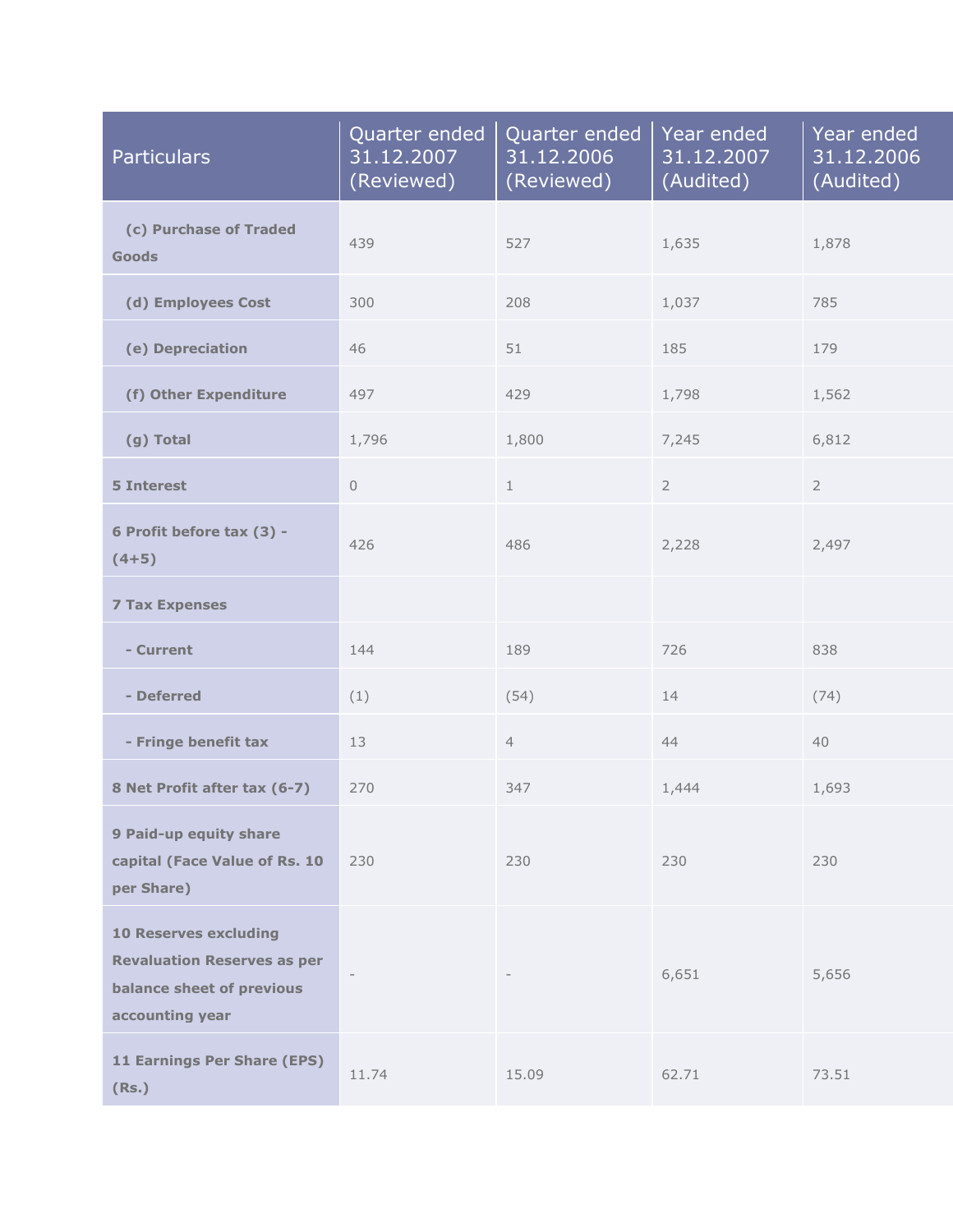| Particulars | Quarter ended 31.12.2007 (Reviewed) | Quarter ended 31.12.2006 (Reviewed) | Year ended 31.12.2007 (Audited) | Year ended 31.12.2006 (Audited) |
|---|---|---|---|---|
| **(c) Purchase of Traded Goods** | 439 | 527 | 1,635 | 1,878 |
| **(d) Employees Cost** | 300 | 208 | 1,037 | 785 |
| **(e) Depreciation** | 46 | 51 | 185 | 179 |
| **(f) Other Expenditure** | 497 | 429 | 1,798 | 1,562 |
| **(g) Total** | 1,796 | 1,800 | 7,245 | 6,812 |
| **5 Interest** | 0 | 1 | 2 | 2 |
| **6 Profit before tax (3) - (4+5)** | 426 | 486 | 2,228 | 2,497 |
| **7 Tax Expenses** | | | | |
| **- Current** | 144 | 189 | 726 | 838 |
| **- Deferred** | (1) | (54) | 14 | (74) |
| **- Fringe benefit tax** | 13 | 4 | 44 | 40 |
| **8 Net Profit after tax (6-7)** | 270 | 347 | 1,444 | 1,693 |
| **9 Paid-up equity share capital (Face Value of Rs. 10 per Share)** | 230 | 230 | 230 | 230 |
| **10 Reserves excluding Revaluation Reserves as per balance sheet of previous accounting year** | - | - | 6,651 | 5,656 |
| **11 Earnings Per Share (EPS) (Rs.)** | 11.74 | 15.09 | 62.71 | 73.51 |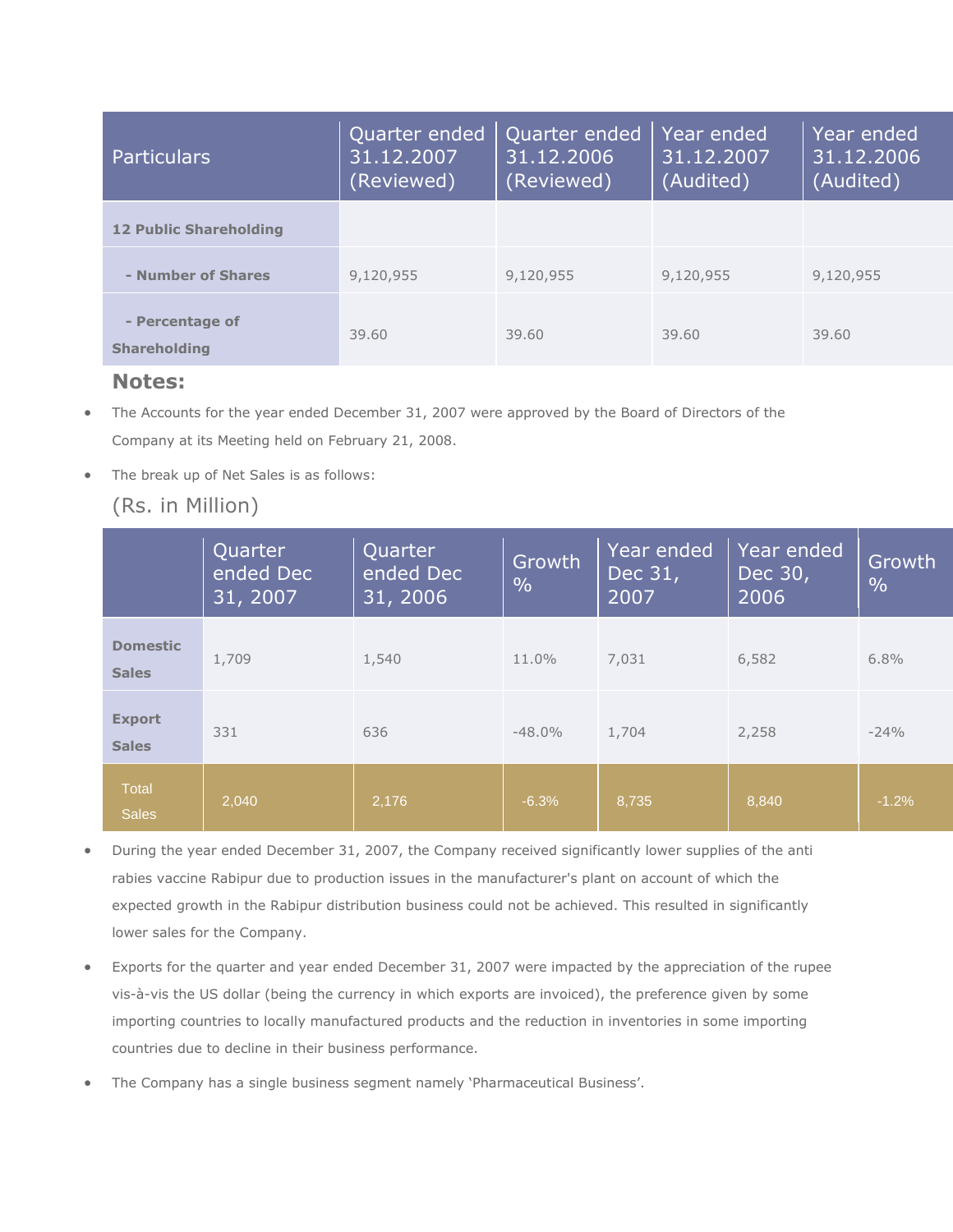| Particulars | Quarter ended 31.12.2007 (Reviewed) | Quarter ended 31.12.2006 (Reviewed) | Year ended 31.12.2007 (Audited) | Year ended 31.12.2006 (Audited) |
|---|---|---|---|---|
| **12 Public Shareholding** | | | | |
| **- Number of Shares** | 9,120,955 | 9,120,955 | 9,120,955 | 9,120,955 |
| **- Percentage of Shareholding** | 39.60 | 39.60 | 39.60 | 39.60 |

## Notes:

- The Accounts for the year ended December 31, 2007 were approved by the Board of Directors of the Company at its Meeting held on February 21, 2008.
- The break up of Net Sales is as follows:

(Rs. in Million)

| | Quarter ended Dec 31, 2007 | Quarter ended Dec 31, 2006 | Growth % | Year ended Dec 31, 2007 | Year ended Dec 30, 2006 | Growth % |
|---|---|---|---|---|---|---|
| **Domestic Sales** | 1,709 | 1,540 | 11.0% | 7,031 | 6,582 | 6.8% |
| **Export Sales** | 331 | 636 | -48.0% | 1,704 | 2,258 | -24% |
| Total Sales | 2,040 | 2,176 | -6.3% | 8,735 | 8,840 | -1.2% |

- During the year ended December 31, 2007, the Company received significantly lower supplies of the anti rabies vaccine Rabipur due to production issues in the manufacturer's plant on account of which the expected growth in the Rabipur distribution business could not be achieved. This resulted in significantly lower sales for the Company.
- Exports for the quarter and year ended December 31, 2007 were impacted by the appreciation of the rupee vis-à-vis the US dollar (being the currency in which exports are invoiced), the preference given by some importing countries to locally manufactured products and the reduction in inventories in some importing countries due to decline in their business performance.
- The Company has a single business segment namely 'Pharmaceutical Business'.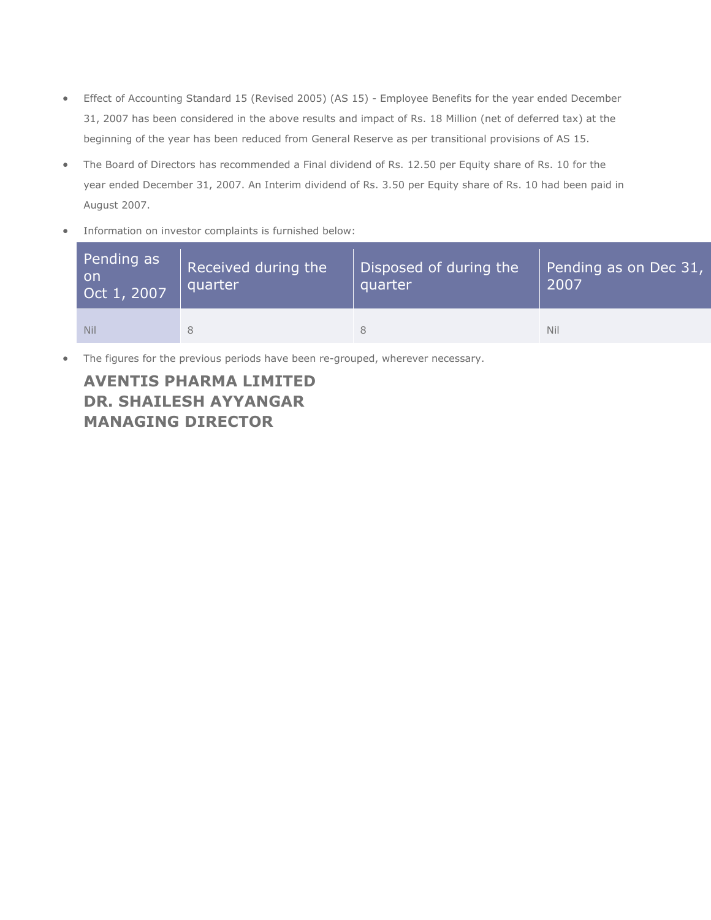- Effect of Accounting Standard 15 (Revised 2005) (AS 15) - Employee Benefits for the year ended December 31, 2007 has been considered in the above results and impact of Rs. 18 Million (net of deferred tax) at the beginning of the year has been reduced from General Reserve as per transitional provisions of AS 15.
- The Board of Directors has recommended a Final dividend of Rs. 12.50 per Equity share of Rs. 10 for the year ended December 31, 2007. An Interim dividend of Rs. 3.50 per Equity share of Rs. 10 had been paid in August 2007.
- Information on investor complaints is furnished below:

| Pending as on Oct 1, 2007 | Received during the quarter | Disposed of during the quarter | Pending as on Dec 31, 2007 |
|---|---|---|---|
| Nil | 8 | 8 | Nil |

- The figures for the previous periods have been re-grouped, wherever necessary.

**AVENTIS PHARMA LIMITED**
**DR. SHAILESH AYYANGAR**
**MANAGING DIRECTOR**